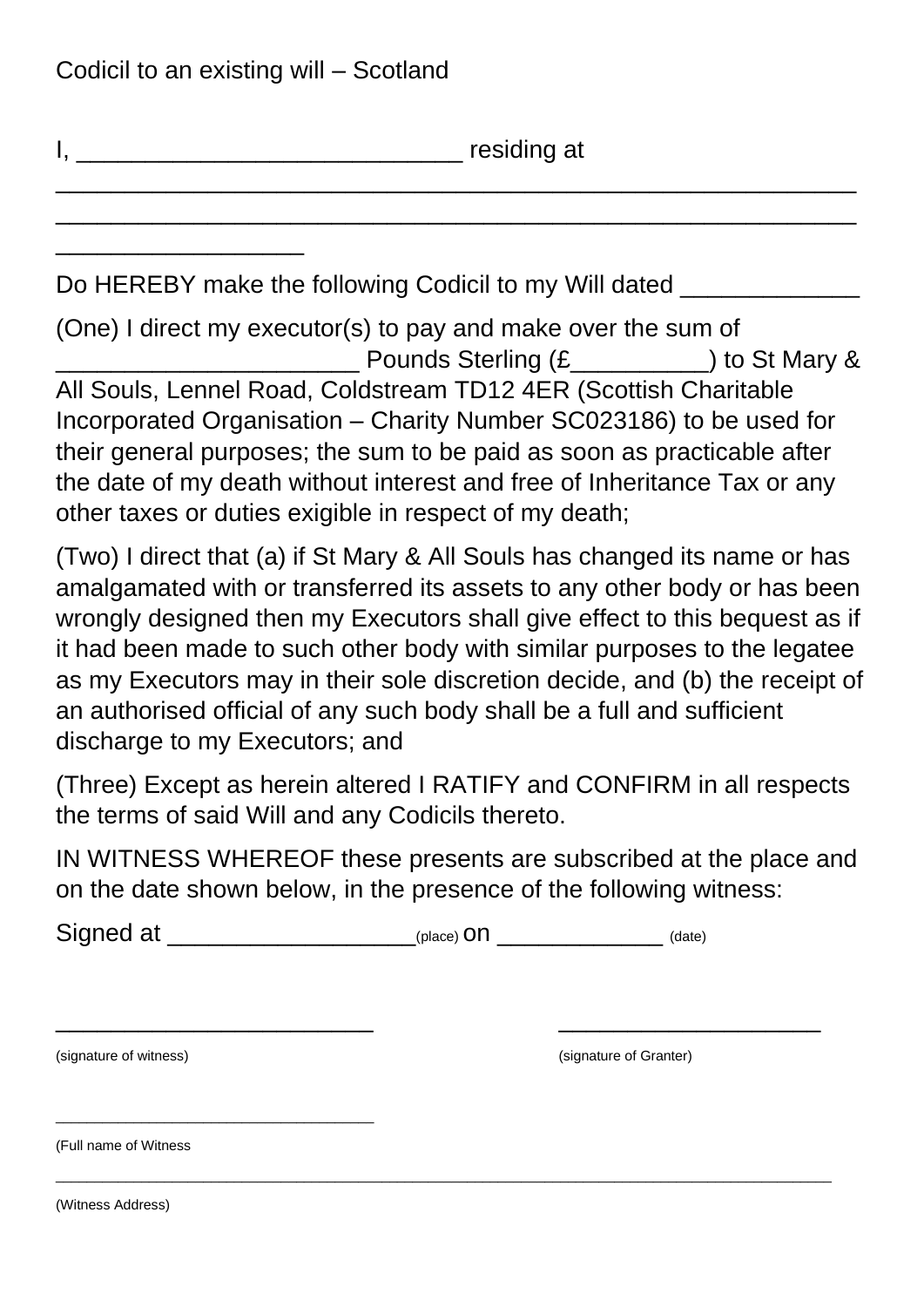Codicil to an existing will – Scotland

I, ____________________________ residing at ___________________________________________________________ ___________________________________________________________ __________________

Do HEREBY make the following Codicil to my Will dated _____________

(One) I direct my executor(s) to pay and make over the sum of ______________________ Pounds Sterling (£__________) to St Mary & All Souls, Lennel Road, Coldstream TD12 4ER (Scottish Charitable Incorporated Organisation – Charity Number SC023186) to be used for their general purposes; the sum to be paid as soon as practicable after the date of my death without interest and free of Inheritance Tax or any other taxes or duties exigible in respect of my death;

(Two) I direct that (a) if St Mary & All Souls has changed its name or has amalgamated with or transferred its assets to any other body or has been wrongly designed then my Executors shall give effect to this bequest as if it had been made to such other body with similar purposes to the legatee as my Executors may in their sole discretion decide, and (b) the receipt of an authorised official of any such body shall be a full and sufficient discharge to my Executors; and

(Three) Except as herein altered I RATIFY and CONFIRM in all respects the terms of said Will and any Codicils thereto.

IN WITNESS WHEREOF these presents are subscribed at the place and on the date shown below, in the presence of the following witness:

Signed at __________________(place) on ____________ (date)

________________________ ____________________

(signature of witness) (signature of Granter)

___________________________________

(Full name of Witness

_____________________________________________________________________________________

(Witness Address)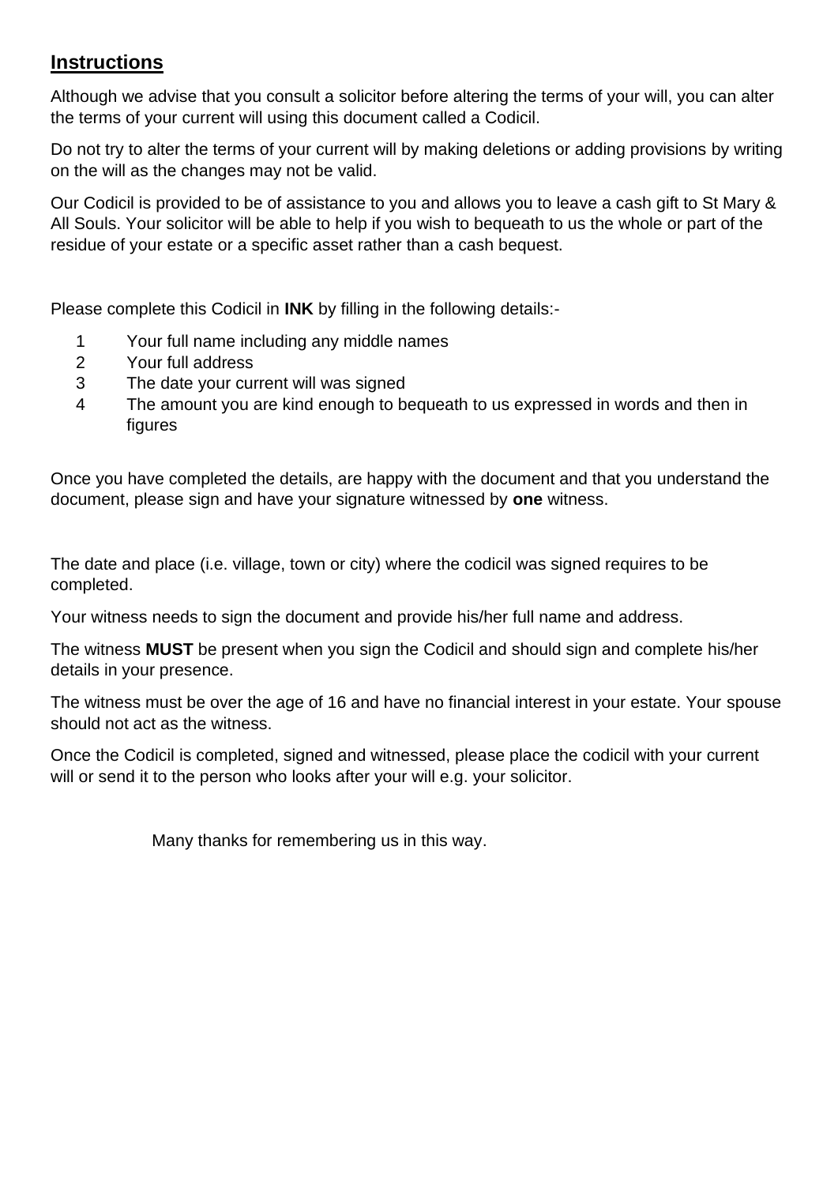## Instructions

Although we advise that you consult a solicitor before altering the terms of your will, you can alter the terms of your current will using this document called a Codicil.

Do not try to alter the terms of your current will by making deletions or adding provisions by writing on the will as the changes may not be valid.

Our Codicil is provided to be of assistance to you and allows you to leave a cash gift to St Mary & All Souls. Your solicitor will be able to help if you wish to bequeath to us the whole or part of the residue of your estate or a specific asset rather than a cash bequest.

Please complete this Codicil in **INK** by filling in the following details:-

1. Your full name including any middle names
2. Your full address
3. The date your current will was signed
4. The amount you are kind enough to bequeath to us expressed in words and then in figures

Once you have completed the details, are happy with the document and that you understand the document, please sign and have your signature witnessed by **one** witness.

The date and place (i.e. village, town or city) where the codicil was signed requires to be completed.

Your witness needs to sign the document and provide his/her full name and address.

The witness **MUST** be present when you sign the Codicil and should sign and complete his/her details in your presence.

The witness must be over the age of 16 and have no financial interest in your estate. Your spouse should not act as the witness.

Once the Codicil is completed, signed and witnessed, please place the codicil with your current will or send it to the person who looks after your will e.g. your solicitor.

Many thanks for remembering us in this way.